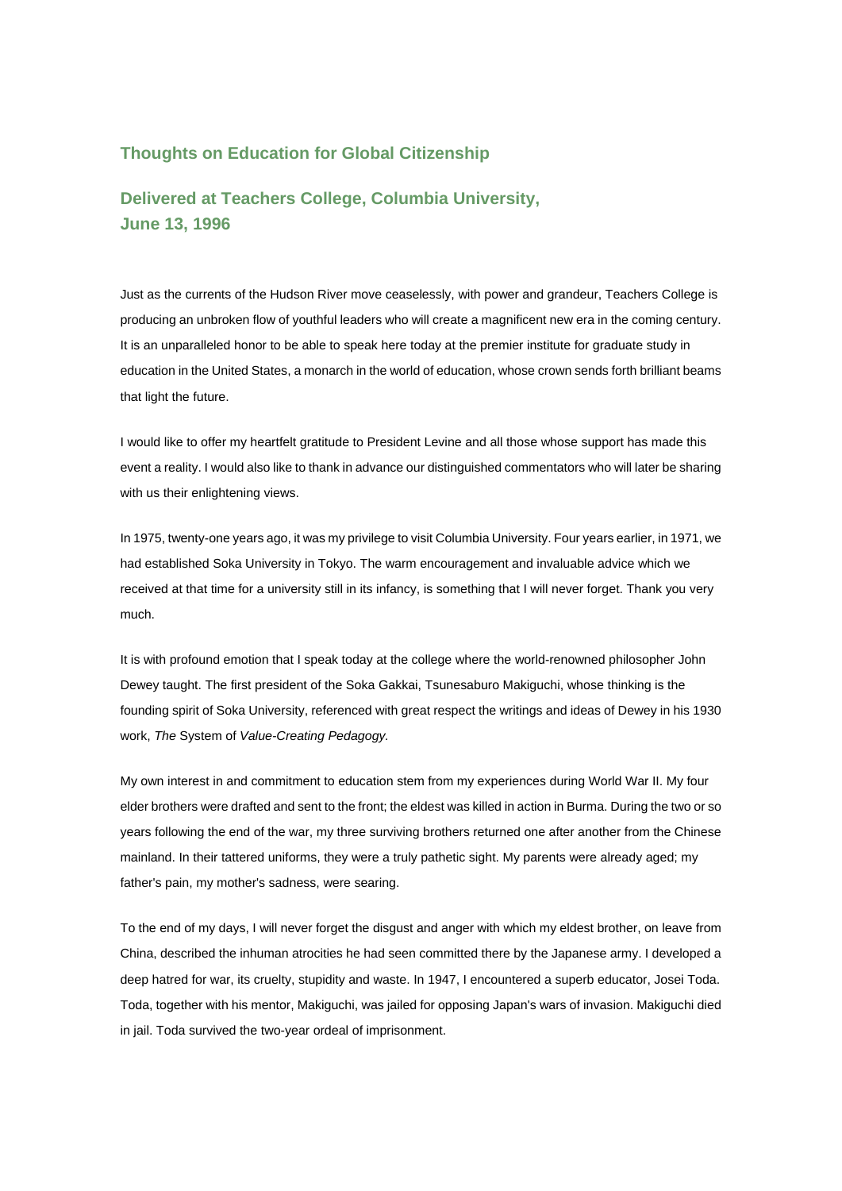# Thoughts on Education for Global Citizenship

## Delivered at Teachers College, Columbia University, June 13, 1996

Just as the currents of the Hudson River move ceaselessly, with power and grandeur, Teachers College is producing an unbroken flow of youthful leaders who will create a magnificent new era in the coming century. It is an unparalleled honor to be able to speak here today at the premier institute for graduate study in education in the United States, a monarch in the world of education, whose crown sends forth brilliant beams that light the future.

I would like to offer my heartfelt gratitude to President Levine and all those whose support has made this event a reality. I would also like to thank in advance our distinguished commentators who will later be sharing with us their enlightening views.

In 1975, twenty-one years ago, it was my privilege to visit Columbia University. Four years earlier, in 1971, we had established Soka University in Tokyo. The warm encouragement and invaluable advice which we received at that time for a university still in its infancy, is something that I will never forget. Thank you very much.

It is with profound emotion that I speak today at the college where the world-renowned philosopher John Dewey taught. The first president of the Soka Gakkai, Tsunesaburo Makiguchi, whose thinking is the founding spirit of Soka University, referenced with great respect the writings and ideas of Dewey in his 1930 work, *The* System of *Value-Creating Pedagogy.*

My own interest in and commitment to education stem from my experiences during World War II. My four elder brothers were drafted and sent to the front; the eldest was killed in action in Burma. During the two or so years following the end of the war, my three surviving brothers returned one after another from the Chinese mainland. In their tattered uniforms, they were a truly pathetic sight. My parents were already aged; my father's pain, my mother's sadness, were searing.

To the end of my days, I will never forget the disgust and anger with which my eldest brother, on leave from China, described the inhuman atrocities he had seen committed there by the Japanese army. I developed a deep hatred for war, its cruelty, stupidity and waste. In 1947, I encountered a superb educator, Josei Toda. Toda, together with his mentor, Makiguchi, was jailed for opposing Japan's wars of invasion. Makiguchi died in jail. Toda survived the two-year ordeal of imprisonment.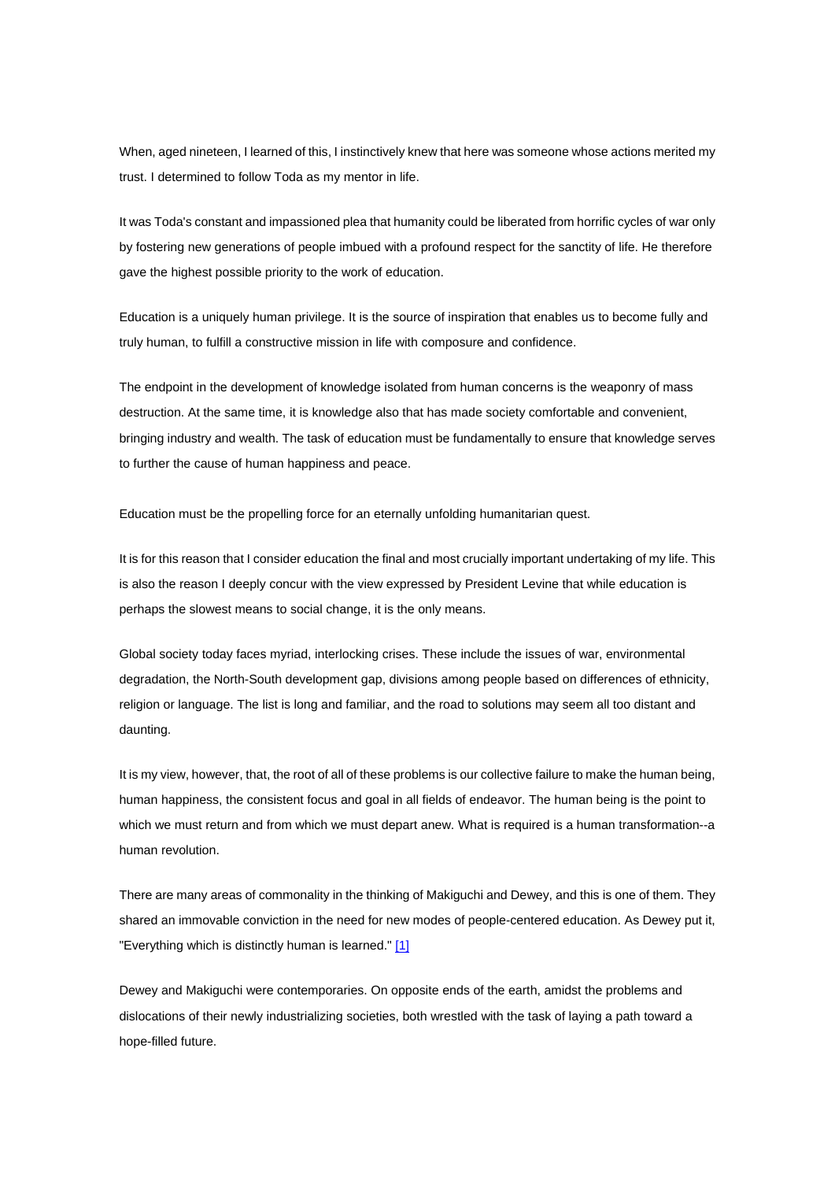When, aged nineteen, I learned of this, I instinctively knew that here was someone whose actions merited my trust. I determined to follow Toda as my mentor in life.

It was Toda's constant and impassioned plea that humanity could be liberated from horrific cycles of war only by fostering new generations of people imbued with a profound respect for the sanctity of life. He therefore gave the highest possible priority to the work of education.

Education is a uniquely human privilege. It is the source of inspiration that enables us to become fully and truly human, to fulfill a constructive mission in life with composure and confidence.

The endpoint in the development of knowledge isolated from human concerns is the weaponry of mass destruction. At the same time, it is knowledge also that has made society comfortable and convenient, bringing industry and wealth. The task of education must be fundamentally to ensure that knowledge serves to further the cause of human happiness and peace.

Education must be the propelling force for an eternally unfolding humanitarian quest.

It is for this reason that I consider education the final and most crucially important undertaking of my life. This is also the reason I deeply concur with the view expressed by President Levine that while education is perhaps the slowest means to social change, it is the only means.

Global society today faces myriad, interlocking crises. These include the issues of war, environmental degradation, the North-South development gap, divisions among people based on differences of ethnicity, religion or language. The list is long and familiar, and the road to solutions may seem all too distant and daunting.

It is my view, however, that, the root of all of these problems is our collective failure to make the human being, human happiness, the consistent focus and goal in all fields of endeavor. The human being is the point to which we must return and from which we must depart anew. What is required is a human transformation--a human revolution.

There are many areas of commonality in the thinking of Makiguchi and Dewey, and this is one of them. They shared an immovable conviction in the need for new modes of people-centered education. As Dewey put it, "Everything which is distinctly human is learned." [1]

Dewey and Makiguchi were contemporaries. On opposite ends of the earth, amidst the problems and dislocations of their newly industrializing societies, both wrestled with the task of laying a path toward a hope-filled future.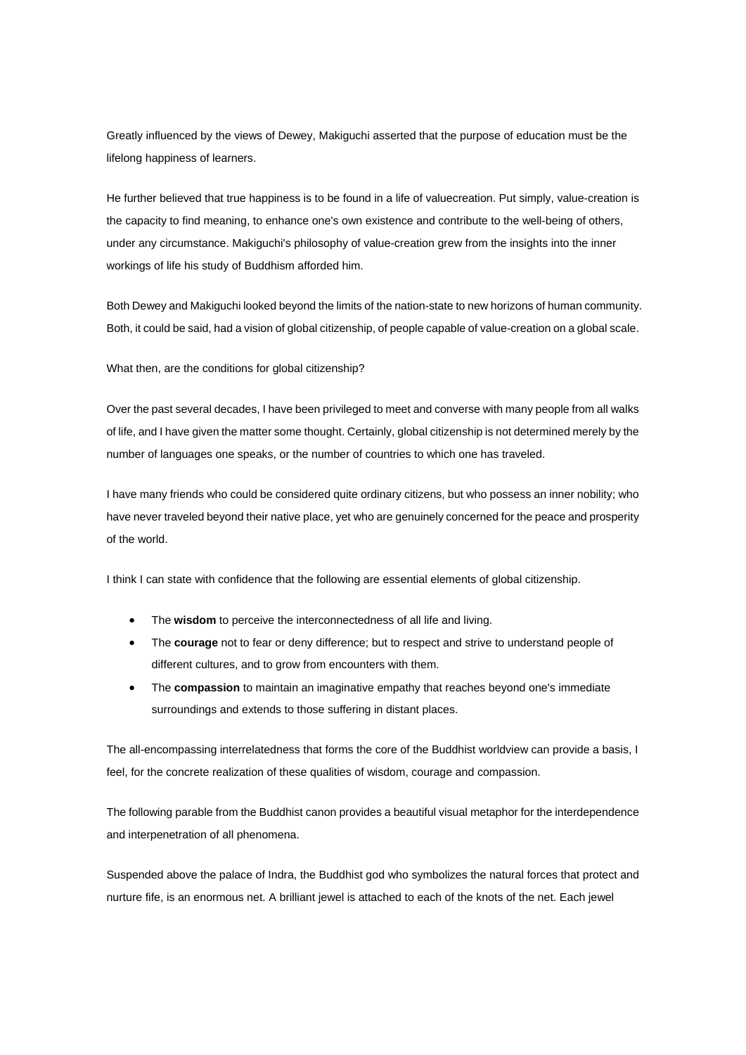Greatly influenced by the views of Dewey, Makiguchi asserted that the purpose of education must be the lifelong happiness of learners.

He further believed that true happiness is to be found in a life of valuecreation. Put simply, value-creation is the capacity to find meaning, to enhance one's own existence and contribute to the well-being of others, under any circumstance. Makiguchi's philosophy of value-creation grew from the insights into the inner workings of life his study of Buddhism afforded him.

Both Dewey and Makiguchi looked beyond the limits of the nation-state to new horizons of human community. Both, it could be said, had a vision of global citizenship, of people capable of value-creation on a global scale.

What then, are the conditions for global citizenship?

Over the past several decades, I have been privileged to meet and converse with many people from all walks of life, and I have given the matter some thought. Certainly, global citizenship is not determined merely by the number of languages one speaks, or the number of countries to which one has traveled.

I have many friends who could be considered quite ordinary citizens, but who possess an inner nobility; who have never traveled beyond their native place, yet who are genuinely concerned for the peace and prosperity of the world.

I think I can state with confidence that the following are essential elements of global citizenship.

- The **wisdom** to perceive the interconnectedness of all life and living.
- The **courage** not to fear or deny difference; but to respect and strive to understand people of different cultures, and to grow from encounters with them.
- The **compassion** to maintain an imaginative empathy that reaches beyond one's immediate surroundings and extends to those suffering in distant places.

The all-encompassing interrelatedness that forms the core of the Buddhist worldview can provide a basis, I feel, for the concrete realization of these qualities of wisdom, courage and compassion.

The following parable from the Buddhist canon provides a beautiful visual metaphor for the interdependence and interpenetration of all phenomena.

Suspended above the palace of Indra, the Buddhist god who symbolizes the natural forces that protect and nurture fife, is an enormous net. A brilliant jewel is attached to each of the knots of the net. Each jewel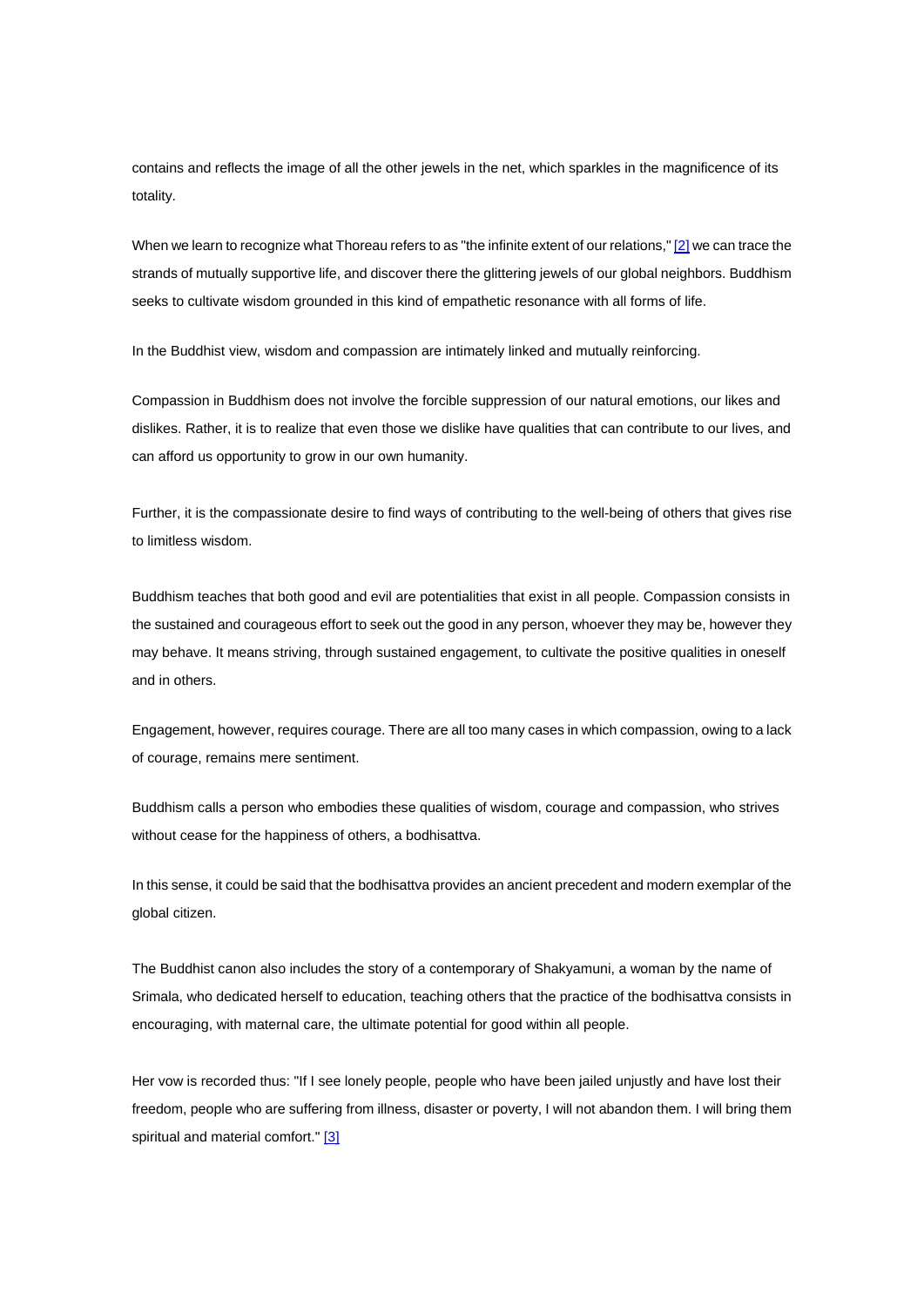contains and reflects the image of all the other jewels in the net, which sparkles in the magnificence of its totality.

When we learn to recognize what Thoreau refers to as "the infinite extent of our relations," [2] we can trace the strands of mutually supportive life, and discover there the glittering jewels of our global neighbors. Buddhism seeks to cultivate wisdom grounded in this kind of empathetic resonance with all forms of life.

In the Buddhist view, wisdom and compassion are intimately linked and mutually reinforcing.

Compassion in Buddhism does not involve the forcible suppression of our natural emotions, our likes and dislikes. Rather, it is to realize that even those we dislike have qualities that can contribute to our lives, and can afford us opportunity to grow in our own humanity.

Further, it is the compassionate desire to find ways of contributing to the well-being of others that gives rise to limitless wisdom.

Buddhism teaches that both good and evil are potentialities that exist in all people. Compassion consists in the sustained and courageous effort to seek out the good in any person, whoever they may be, however they may behave. It means striving, through sustained engagement, to cultivate the positive qualities in oneself and in others.

Engagement, however, requires courage. There are all too many cases in which compassion, owing to a lack of courage, remains mere sentiment.

Buddhism calls a person who embodies these qualities of wisdom, courage and compassion, who strives without cease for the happiness of others, a bodhisattva.

In this sense, it could be said that the bodhisattva provides an ancient precedent and modern exemplar of the global citizen.

The Buddhist canon also includes the story of a contemporary of Shakyamuni, a woman by the name of Srimala, who dedicated herself to education, teaching others that the practice of the bodhisattva consists in encouraging, with maternal care, the ultimate potential for good within all people.

Her vow is recorded thus: "If I see lonely people, people who have been jailed unjustly and have lost their freedom, people who are suffering from illness, disaster or poverty, I will not abandon them. I will bring them spiritual and material comfort." [3]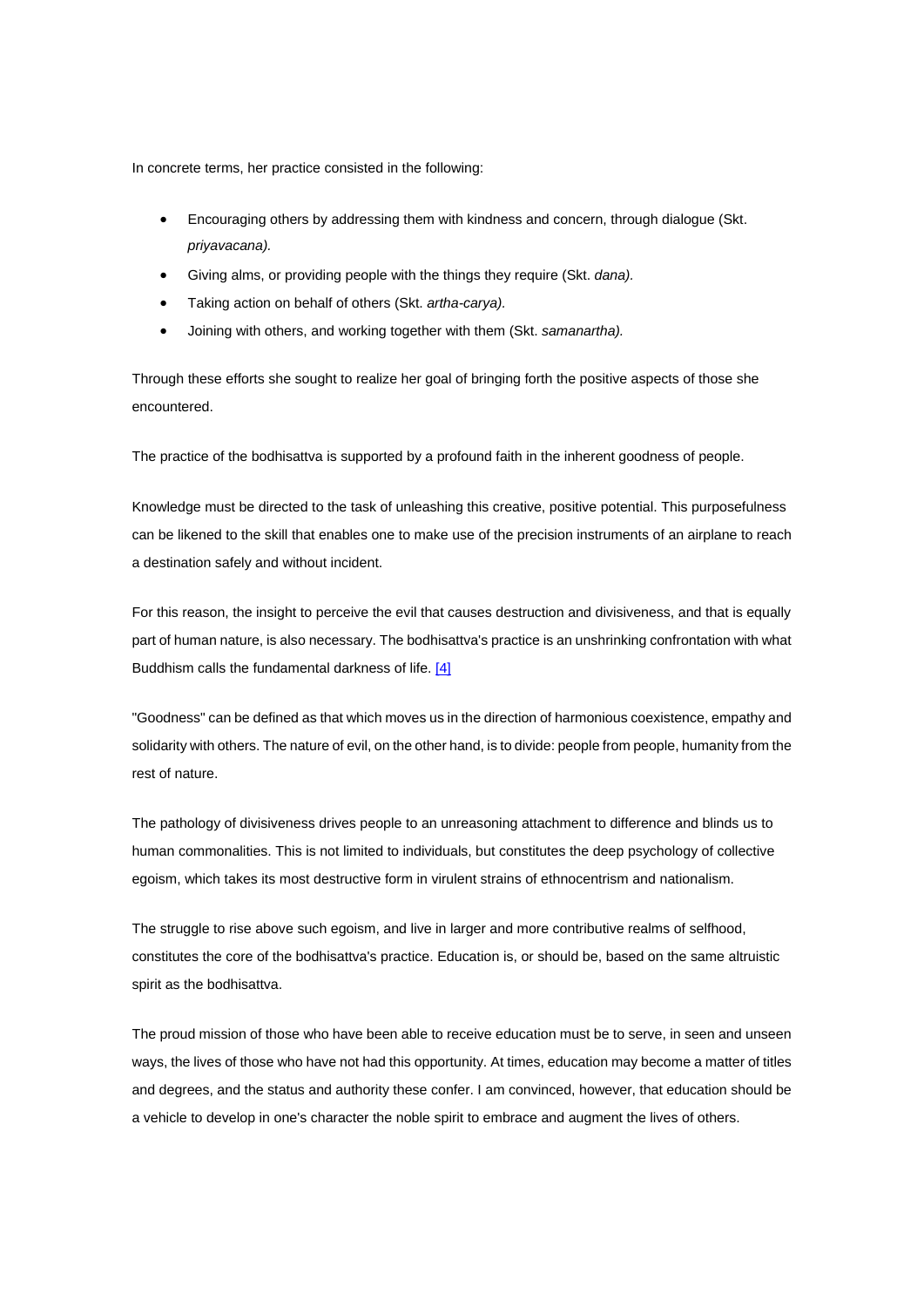In concrete terms, her practice consisted in the following:

- Encouraging others by addressing them with kindness and concern, through dialogue (Skt. *priyavacana).*
- Giving alms, or providing people with the things they require (Skt. *dana).*
- Taking action on behalf of others (Skt. *artha-carya).*
- Joining with others, and working together with them (Skt. *samanartha).*

Through these efforts she sought to realize her goal of bringing forth the positive aspects of those she encountered.

The practice of the bodhisattva is supported by a profound faith in the inherent goodness of people.

Knowledge must be directed to the task of unleashing this creative, positive potential. This purposefulness can be likened to the skill that enables one to make use of the precision instruments of an airplane to reach a destination safely and without incident.

For this reason, the insight to perceive the evil that causes destruction and divisiveness, and that is equally part of human nature, is also necessary. The bodhisattva's practice is an unshrinking confrontation with what Buddhism calls the fundamental darkness of life. [4]

"Goodness" can be defined as that which moves us in the direction of harmonious coexistence, empathy and solidarity with others. The nature of evil, on the other hand, is to divide: people from people, humanity from the rest of nature.

The pathology of divisiveness drives people to an unreasoning attachment to difference and blinds us to human commonalities. This is not limited to individuals, but constitutes the deep psychology of collective egoism, which takes its most destructive form in virulent strains of ethnocentrism and nationalism.

The struggle to rise above such egoism, and live in larger and more contributive realms of selfhood, constitutes the core of the bodhisattva's practice. Education is, or should be, based on the same altruistic spirit as the bodhisattva.

The proud mission of those who have been able to receive education must be to serve, in seen and unseen ways, the lives of those who have not had this opportunity. At times, education may become a matter of titles and degrees, and the status and authority these confer. I am convinced, however, that education should be a vehicle to develop in one's character the noble spirit to embrace and augment the lives of others.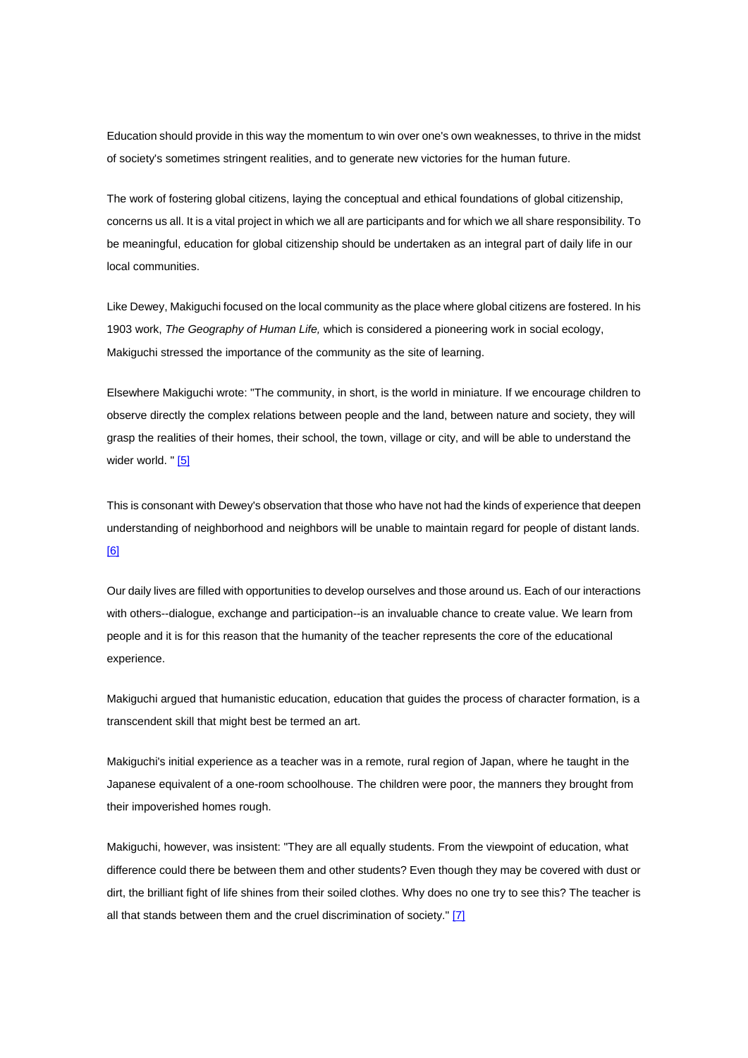Education should provide in this way the momentum to win over one's own weaknesses, to thrive in the midst of society's sometimes stringent realities, and to generate new victories for the human future.

The work of fostering global citizens, laying the conceptual and ethical foundations of global citizenship, concerns us all. It is a vital project in which we all are participants and for which we all share responsibility. To be meaningful, education for global citizenship should be undertaken as an integral part of daily life in our local communities.

Like Dewey, Makiguchi focused on the local community as the place where global citizens are fostered. In his 1903 work, *The Geography of Human Life,* which is considered a pioneering work in social ecology, Makiguchi stressed the importance of the community as the site of learning.

Elsewhere Makiguchi wrote: "The community, in short, is the world in miniature. If we encourage children to observe directly the complex relations between people and the land, between nature and society, they will grasp the realities of their homes, their school, the town, village or city, and will be able to understand the wider world. " [5]

This is consonant with Dewey's observation that those who have not had the kinds of experience that deepen understanding of neighborhood and neighbors will be unable to maintain regard for people of distant lands. [6]

Our daily lives are filled with opportunities to develop ourselves and those around us. Each of our interactions with others--dialogue, exchange and participation--is an invaluable chance to create value. We learn from people and it is for this reason that the humanity of the teacher represents the core of the educational experience.

Makiguchi argued that humanistic education, education that guides the process of character formation, is a transcendent skill that might best be termed an art.

Makiguchi's initial experience as a teacher was in a remote, rural region of Japan, where he taught in the Japanese equivalent of a one-room schoolhouse. The children were poor, the manners they brought from their impoverished homes rough.

Makiguchi, however, was insistent: "They are all equally students. From the viewpoint of education, what difference could there be between them and other students? Even though they may be covered with dust or dirt, the brilliant fight of life shines from their soiled clothes. Why does no one try to see this? The teacher is all that stands between them and the cruel discrimination of society." [7]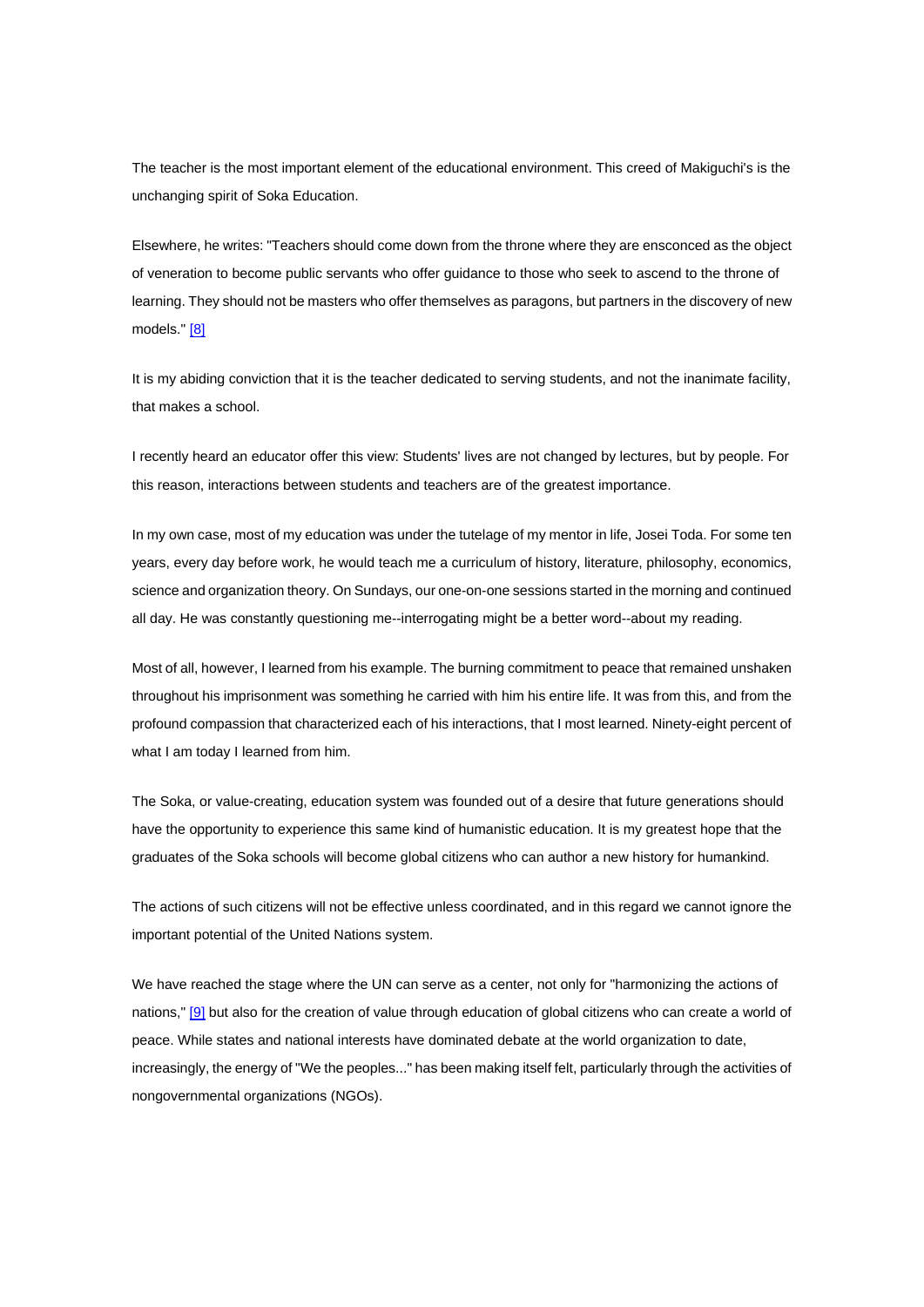The teacher is the most important element of the educational environment. This creed of Makiguchi's is the unchanging spirit of Soka Education.

Elsewhere, he writes: "Teachers should come down from the throne where they are ensconced as the object of veneration to become public servants who offer guidance to those who seek to ascend to the throne of learning. They should not be masters who offer themselves as paragons, but partners in the discovery of new models." [8]

It is my abiding conviction that it is the teacher dedicated to serving students, and not the inanimate facility, that makes a school.

I recently heard an educator offer this view: Students' lives are not changed by lectures, but by people. For this reason, interactions between students and teachers are of the greatest importance.

In my own case, most of my education was under the tutelage of my mentor in life, Josei Toda. For some ten years, every day before work, he would teach me a curriculum of history, literature, philosophy, economics, science and organization theory. On Sundays, our one-on-one sessions started in the morning and continued all day. He was constantly questioning me--interrogating might be a better word--about my reading.

Most of all, however, I learned from his example. The burning commitment to peace that remained unshaken throughout his imprisonment was something he carried with him his entire life. It was from this, and from the profound compassion that characterized each of his interactions, that I most learned. Ninety-eight percent of what I am today I learned from him.

The Soka, or value-creating, education system was founded out of a desire that future generations should have the opportunity to experience this same kind of humanistic education. It is my greatest hope that the graduates of the Soka schools will become global citizens who can author a new history for humankind.

The actions of such citizens will not be effective unless coordinated, and in this regard we cannot ignore the important potential of the United Nations system.

We have reached the stage where the UN can serve as a center, not only for "harmonizing the actions of nations," [9] but also for the creation of value through education of global citizens who can create a world of peace. While states and national interests have dominated debate at the world organization to date, increasingly, the energy of "We the peoples..." has been making itself felt, particularly through the activities of nongovernmental organizations (NGOs).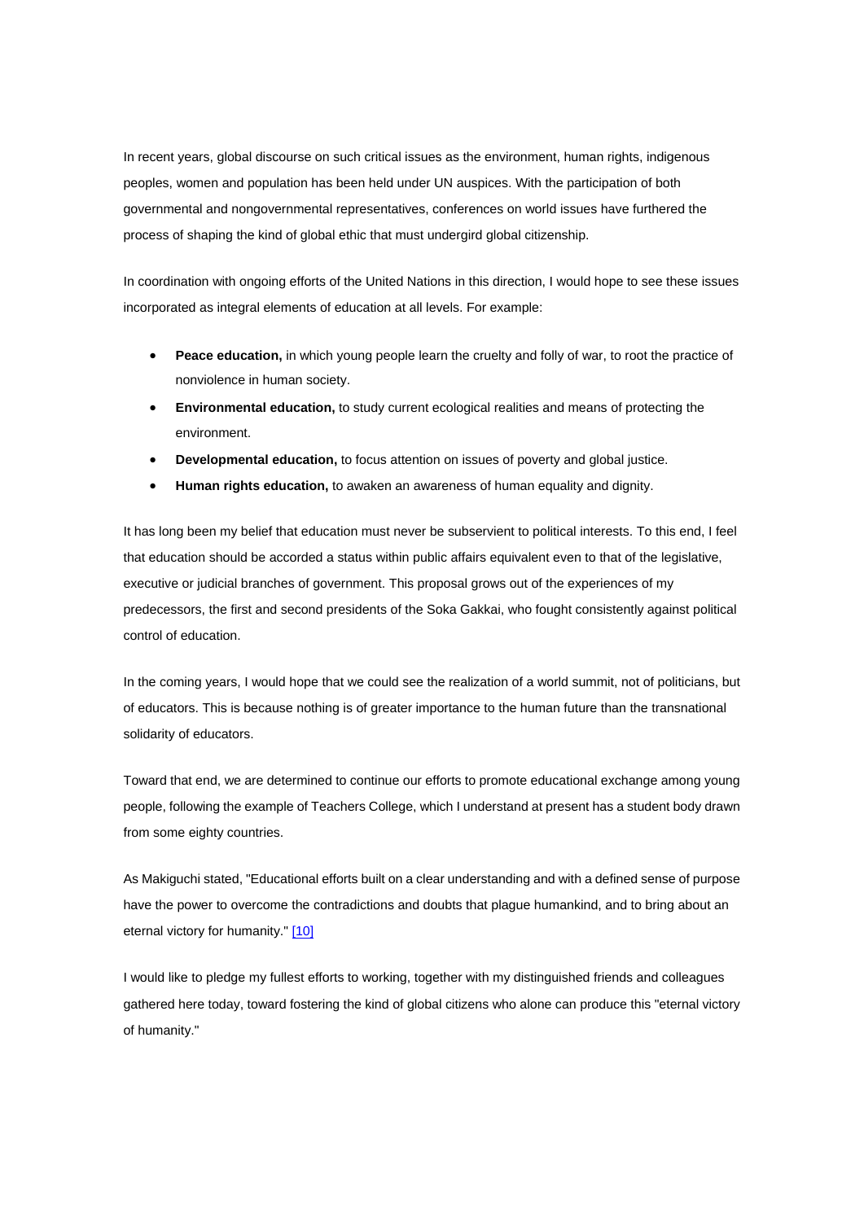In recent years, global discourse on such critical issues as the environment, human rights, indigenous peoples, women and population has been held under UN auspices. With the participation of both governmental and nongovernmental representatives, conferences on world issues have furthered the process of shaping the kind of global ethic that must undergird global citizenship.

In coordination with ongoing efforts of the United Nations in this direction, I would hope to see these issues incorporated as integral elements of education at all levels. For example:

- **Peace education,** in which young people learn the cruelty and folly of war, to root the practice of nonviolence in human society.
- **Environmental education,** to study current ecological realities and means of protecting the environment.
- **Developmental education,** to focus attention on issues of poverty and global justice.
- **Human rights education,** to awaken an awareness of human equality and dignity.

It has long been my belief that education must never be subservient to political interests. To this end, I feel that education should be accorded a status within public affairs equivalent even to that of the legislative, executive or judicial branches of government. This proposal grows out of the experiences of my predecessors, the first and second presidents of the Soka Gakkai, who fought consistently against political control of education.

In the coming years, I would hope that we could see the realization of a world summit, not of politicians, but of educators. This is because nothing is of greater importance to the human future than the transnational solidarity of educators.

Toward that end, we are determined to continue our efforts to promote educational exchange among young people, following the example of Teachers College, which I understand at present has a student body drawn from some eighty countries.

As Makiguchi stated, "Educational efforts built on a clear understanding and with a defined sense of purpose have the power to overcome the contradictions and doubts that plague humankind, and to bring about an eternal victory for humanity." [10]

I would like to pledge my fullest efforts to working, together with my distinguished friends and colleagues gathered here today, toward fostering the kind of global citizens who alone can produce this "eternal victory of humanity."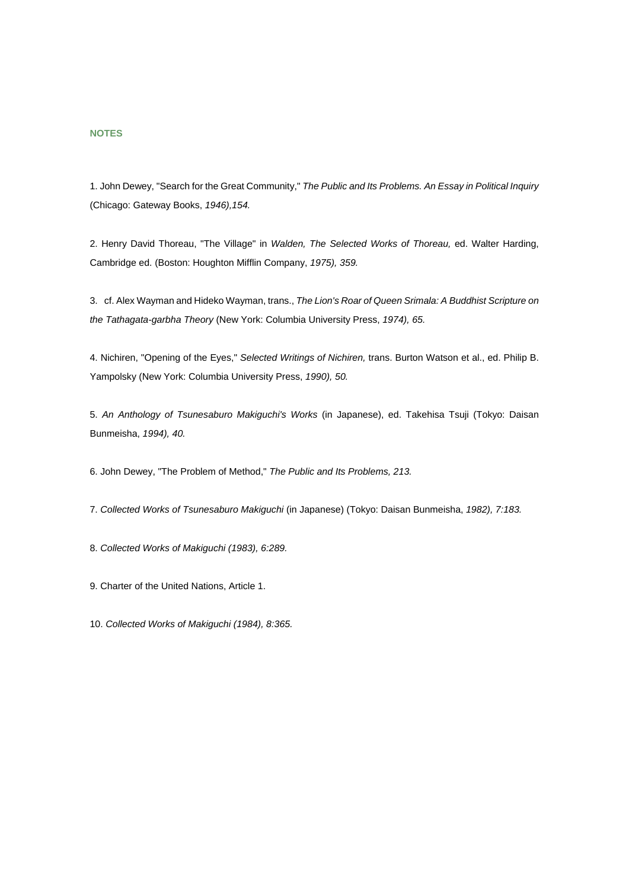## NOTES

1. John Dewey, "Search for the Great Community," *The Public and Its Problems. An Essay in Political Inquiry* (Chicago: Gateway Books, *1946),154.*

2. Henry David Thoreau, "The Village" in *Walden, The Selected Works of Thoreau,* ed. Walter Harding, Cambridge ed. (Boston: Houghton Mifflin Company, *1975), 359.*

3. cf. Alex Wayman and Hideko Wayman, trans., *The Lion's Roar of Queen Srimala: A Buddhist Scripture on the Tathagata-garbha Theory* (New York: Columbia University Press, *1974), 65.*

4. Nichiren, "Opening of the Eyes," *Selected Writings of Nichiren,* trans. Burton Watson et al., ed. Philip B. Yampolsky (New York: Columbia University Press, *1990), 50.*

5. *An Anthology of Tsunesaburo Makiguchi's Works* (in Japanese), ed. Takehisa Tsuji (Tokyo: Daisan Bunmeisha, *1994), 40.*

6. John Dewey, "The Problem of Method," *The Public and Its Problems, 213.*

7. *Collected Works of Tsunesaburo Makiguchi* (in Japanese) (Tokyo: Daisan Bunmeisha, *1982), 7:183.*

8. *Collected Works of Makiguchi (1983), 6:289.*

9. Charter of the United Nations, Article 1.

10. *Collected Works of Makiguchi (1984), 8:365.*